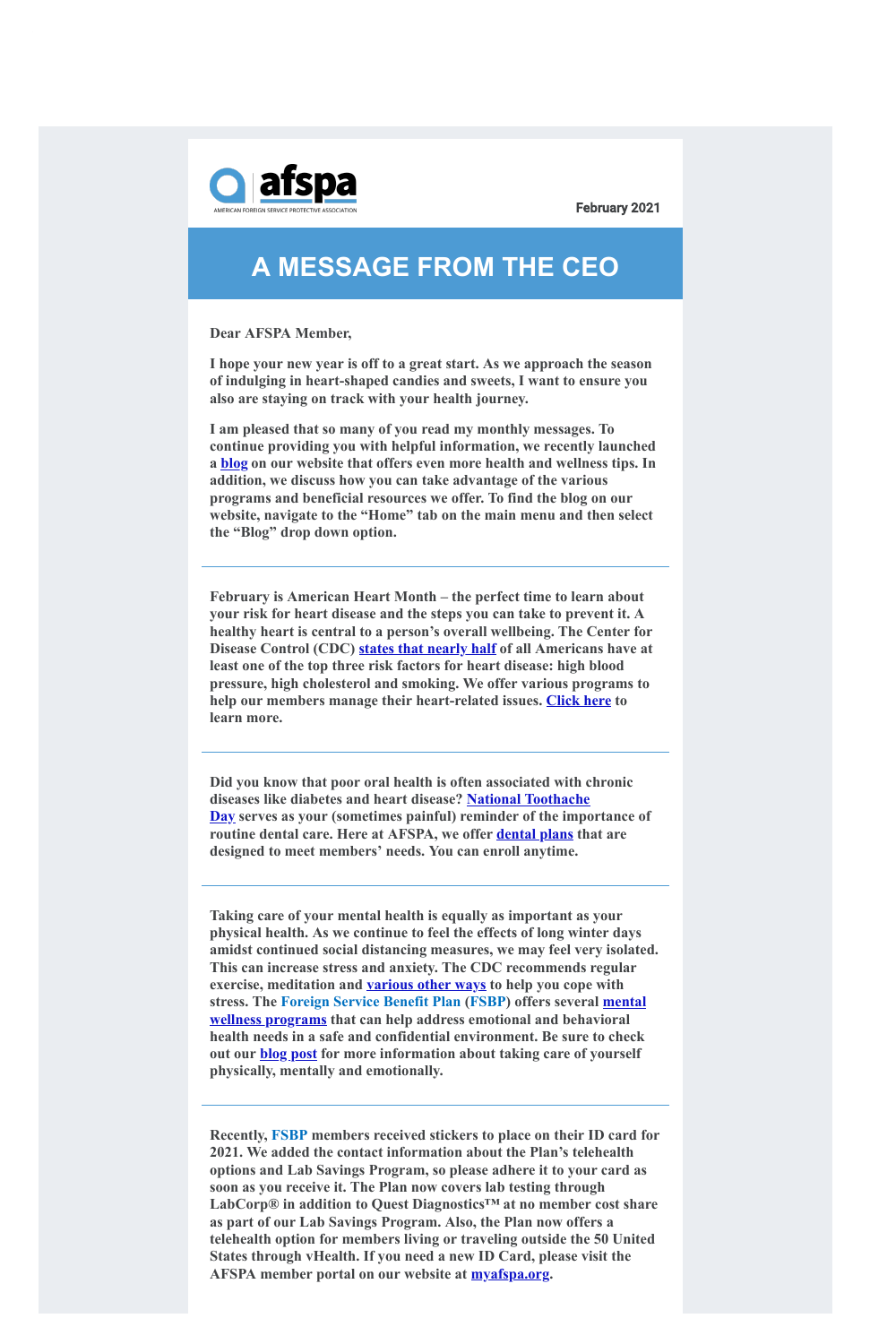afspa

AMERICAN FOREIGN SERVICE PROTECTIVE ASSOCIATION

February 2021

# A MESSAGE FROM THE CEO

**Dear AFSPA Member,**

**I hope your new year is off to a great start. As we approach the season of indulging in heart-shaped candies and sweets, I want to ensure you also are staying on track with your health journey.**

**I am pleased that so many of you read my monthly messages. To continue providing you with helpful information, we recently launched a blog on our website that offers even more health and wellness tips. In addition, we discuss how you can take advantage of the various programs and beneficial resources we offer. To find the blog on our website, navigate to the "Home" tab on the main menu and then select the "Blog" drop down option.**

---

**February is American Heart Month – the perfect time to learn about your risk for heart disease and the steps you can take to prevent it. A healthy heart is central to a person's overall wellbeing. The Center for Disease Control (CDC) states that nearly half of all Americans have at least one of the top three risk factors for heart disease: high blood pressure, high cholesterol and smoking. We offer various programs to help our members manage their heart-related issues. Click here to learn more.**

---

**Did you know that poor oral health is often associated with chronic diseases like diabetes and heart disease? National Toothache Day serves as your (sometimes painful) reminder of the importance of routine dental care. Here at AFSPA, we offer dental plans that are designed to meet members' needs. You can enroll anytime.**

---

**Taking care of your mental health is equally as important as your physical health. As we continue to feel the effects of long winter days amidst continued social distancing measures, we may feel very isolated. This can increase stress and anxiety. The CDC recommends regular exercise, meditation and various other ways to help you cope with stress. The Foreign Service Benefit Plan (FSBP) offers several mental wellness programs that can help address emotional and behavioral health needs in a safe and confidential environment. Be sure to check out our blog post for more information about taking care of yourself physically, mentally and emotionally.**

---

**Recently, FSBP members received stickers to place on their ID card for 2021. We added the contact information about the Plan's telehealth options and Lab Savings Program, so please adhere it to your card as soon as you receive it. The Plan now covers lab testing through LabCorp® in addition to Quest Diagnostics™ at no member cost share as part of our Lab Savings Program. Also, the Plan now offers a telehealth option for members living or traveling outside the 50 United States through vHealth. If you need a new ID Card, please visit the AFSPA member portal on our website at myafspa.org.**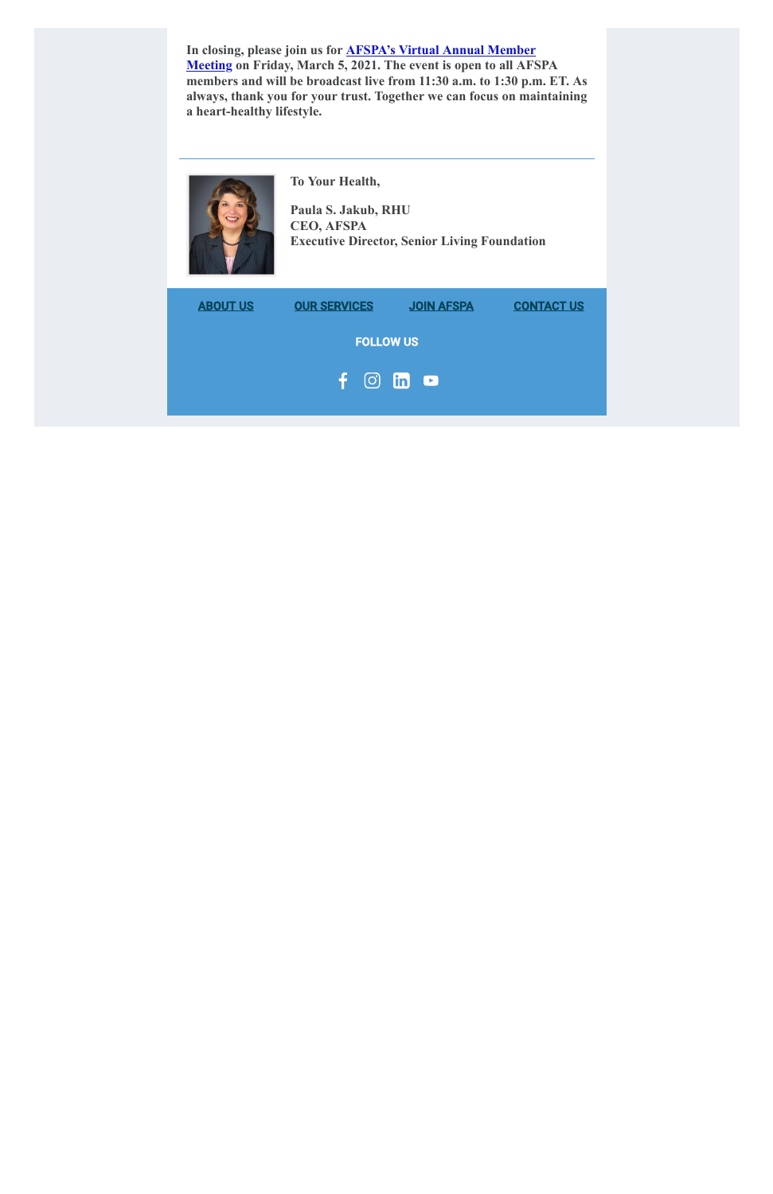**In closing, please join us for AFSPA's Virtual Annual Member Meeting on Friday, March 5, 2021. The event is open to all AFSPA members and will be broadcast live from 11:30 a.m. to 1:30 p.m. ET. As always, thank you for your trust. Together we can focus on maintaining a heart-healthy lifestyle.**

---

**To Your Health,**

**Paula S. Jakub, RHU**
**CEO, AFSPA**
**Executive Director, Senior Living Foundation**

ABOUT US | OUR SERVICES | JOIN AFSPA | CONTACT US

FOLLOW US